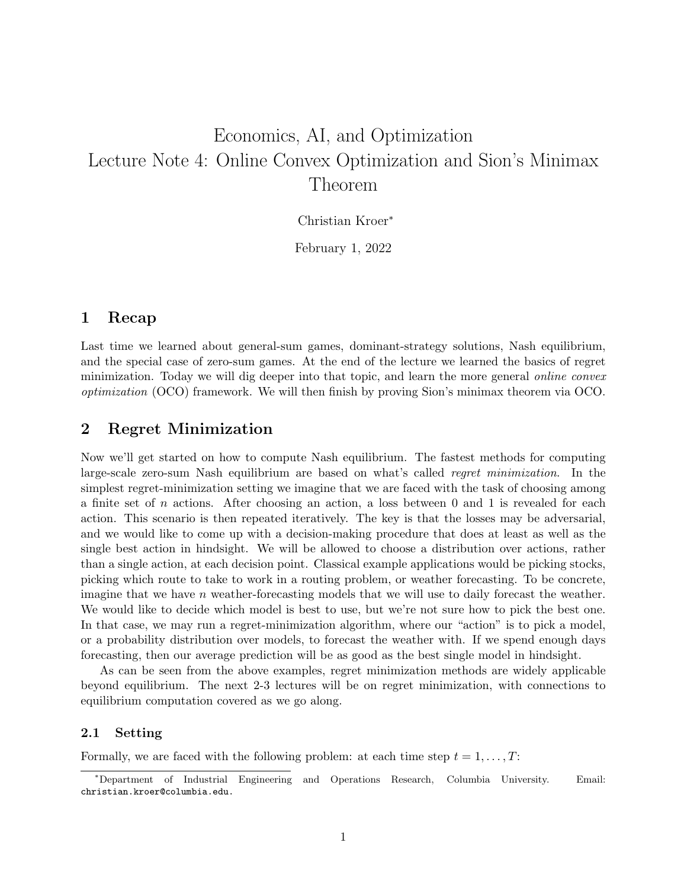# Economics, AI, and Optimization
# Lecture Note 4: Online Convex Optimization and Sion's Minimax Theorem

Christian Kroer*

February 1, 2022

## 1 Recap

Last time we learned about general-sum games, dominant-strategy solutions, Nash equilibrium, and the special case of zero-sum games. At the end of the lecture we learned the basics of regret minimization. Today we will dig deeper into that topic, and learn the more general *online convex optimization* (OCO) framework. We will then finish by proving Sion's minimax theorem via OCO.

## 2 Regret Minimization

Now we'll get started on how to compute Nash equilibrium. The fastest methods for computing large-scale zero-sum Nash equilibrium are based on what's called *regret minimization*. In the simplest regret-minimization setting we imagine that we are faced with the task of choosing among a finite set of $n$ actions. After choosing an action, a loss between 0 and 1 is revealed for each action. This scenario is then repeated iteratively. The key is that the losses may be adversarial, and we would like to come up with a decision-making procedure that does at least as well as the single best action in hindsight. We will be allowed to choose a distribution over actions, rather than a single action, at each decision point. Classical example applications would be picking stocks, picking which route to take to work in a routing problem, or weather forecasting. To be concrete, imagine that we have $n$ weather-forecasting models that we will use to daily forecast the weather. We would like to decide which model is best to use, but we're not sure how to pick the best one. In that case, we may run a regret-minimization algorithm, where our "action" is to pick a model, or a probability distribution over models, to forecast the weather with. If we spend enough days forecasting, then our average prediction will be as good as the best single model in hindsight.

As can be seen from the above examples, regret minimization methods are widely applicable beyond equilibrium. The next 2-3 lectures will be on regret minimization, with connections to equilibrium computation covered as we go along.

### 2.1 Setting

Formally, we are faced with the following problem: at each time step $t = 1, \ldots, T$:

*Department of Industrial Engineering and Operations Research, Columbia University. Email: christian.kroer@columbia.edu.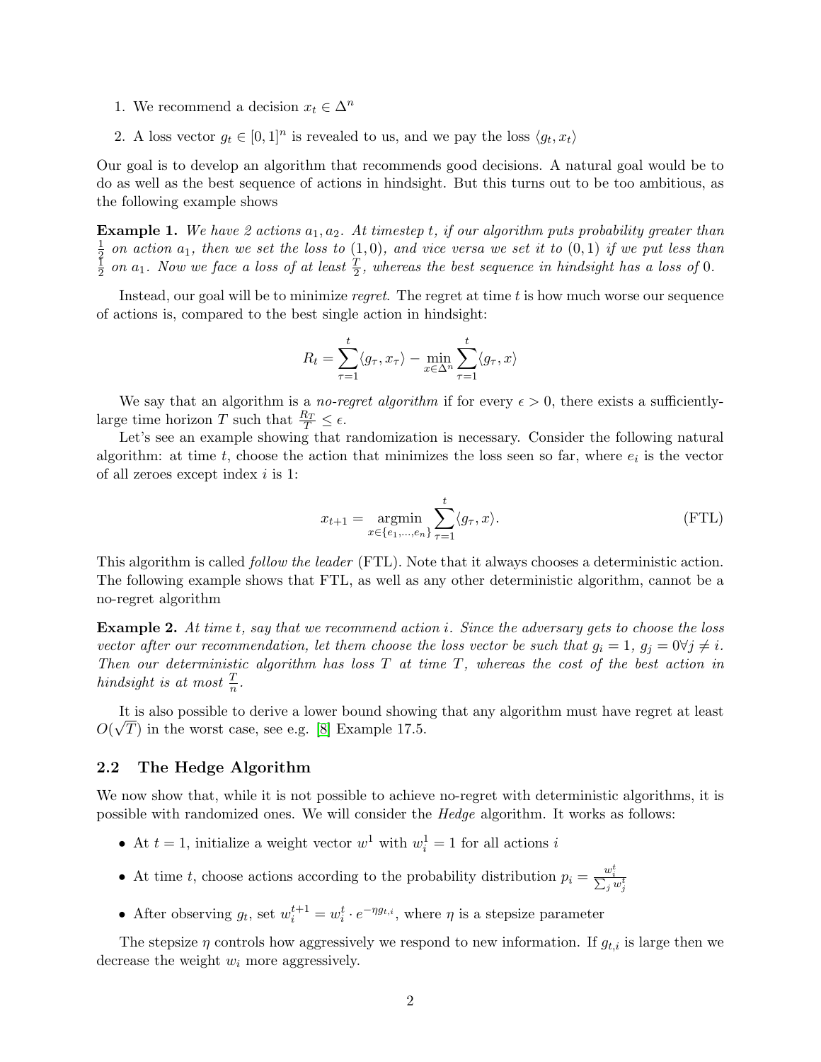1. We recommend a decision $x_t \in \Delta^n$
2. A loss vector $g_t \in [0,1]^n$ is revealed to us, and we pay the loss $\langle g_t, x_t \rangle$

Our goal is to develop an algorithm that recommends good decisions. A natural goal would be to do as well as the best sequence of actions in hindsight. But this turns out to be too ambitious, as the following example shows

**Example 1.** *We have 2 actions $a_1, a_2$. At timestep $t$, if our algorithm puts probability greater than $\frac{1}{2}$ on action $a_1$, then we set the loss to $(1,0)$, and vice versa we set it to $(0,1)$ if we put less than $\frac{1}{2}$ on $a_1$. Now we face a loss of at least $\frac{T}{2}$, whereas the best sequence in hindsight has a loss of $0$.*

Instead, our goal will be to minimize *regret*. The regret at time $t$ is how much worse our sequence of actions is, compared to the best single action in hindsight:

$$R_t = \sum_{\tau=1}^{t} \langle g_\tau, x_\tau \rangle - \min_{x \in \Delta^n} \sum_{\tau=1}^{t} \langle g_\tau, x \rangle$$

We say that an algorithm is a *no-regret algorithm* if for every $\epsilon > 0$, there exists a sufficiently-large time horizon $T$ such that $\frac{R_T}{T} \leq \epsilon$.

Let's see an example showing that randomization is necessary. Consider the following natural algorithm: at time $t$, choose the action that minimizes the loss seen so far, where $e_i$ is the vector of all zeroes except index $i$ is 1:

$$x_{t+1} = \operatorname*{argmin}_{x \in \{e_1, \ldots, e_n\}} \sum_{\tau=1}^{t} \langle g_\tau, x \rangle. \tag{FTL}$$

This algorithm is called *follow the leader* (FTL). Note that it always chooses a deterministic action. The following example shows that FTL, as well as any other deterministic algorithm, cannot be a no-regret algorithm

**Example 2.** *At time $t$, say that we recommend action $i$. Since the adversary gets to choose the loss vector after our recommendation, let them choose the loss vector be such that $g_i = 1$, $g_j = 0 \forall j \neq i$. Then our deterministic algorithm has loss $T$ at time $T$, whereas the cost of the best action in hindsight is at most $\frac{T}{n}$.*

It is also possible to derive a lower bound showing that any algorithm must have regret at least $O(\sqrt{T})$ in the worst case, see e.g. [8] Example 17.5.

## 2.2 The Hedge Algorithm

We now show that, while it is not possible to achieve no-regret with deterministic algorithms, it is possible with randomized ones. We will consider the *Hedge* algorithm. It works as follows:

- At $t = 1$, initialize a weight vector $w^1$ with $w_i^1 = 1$ for all actions $i$
- At time $t$, choose actions according to the probability distribution $p_i = \frac{w_i^t}{\sum_j w_j^t}$
- After observing $g_t$, set $w_i^{t+1} = w_i^t \cdot e^{-\eta g_{t,i}}$, where $\eta$ is a stepsize parameter

The stepsize $\eta$ controls how aggressively we respond to new information. If $g_{t,i}$ is large then we decrease the weight $w_i$ more aggressively.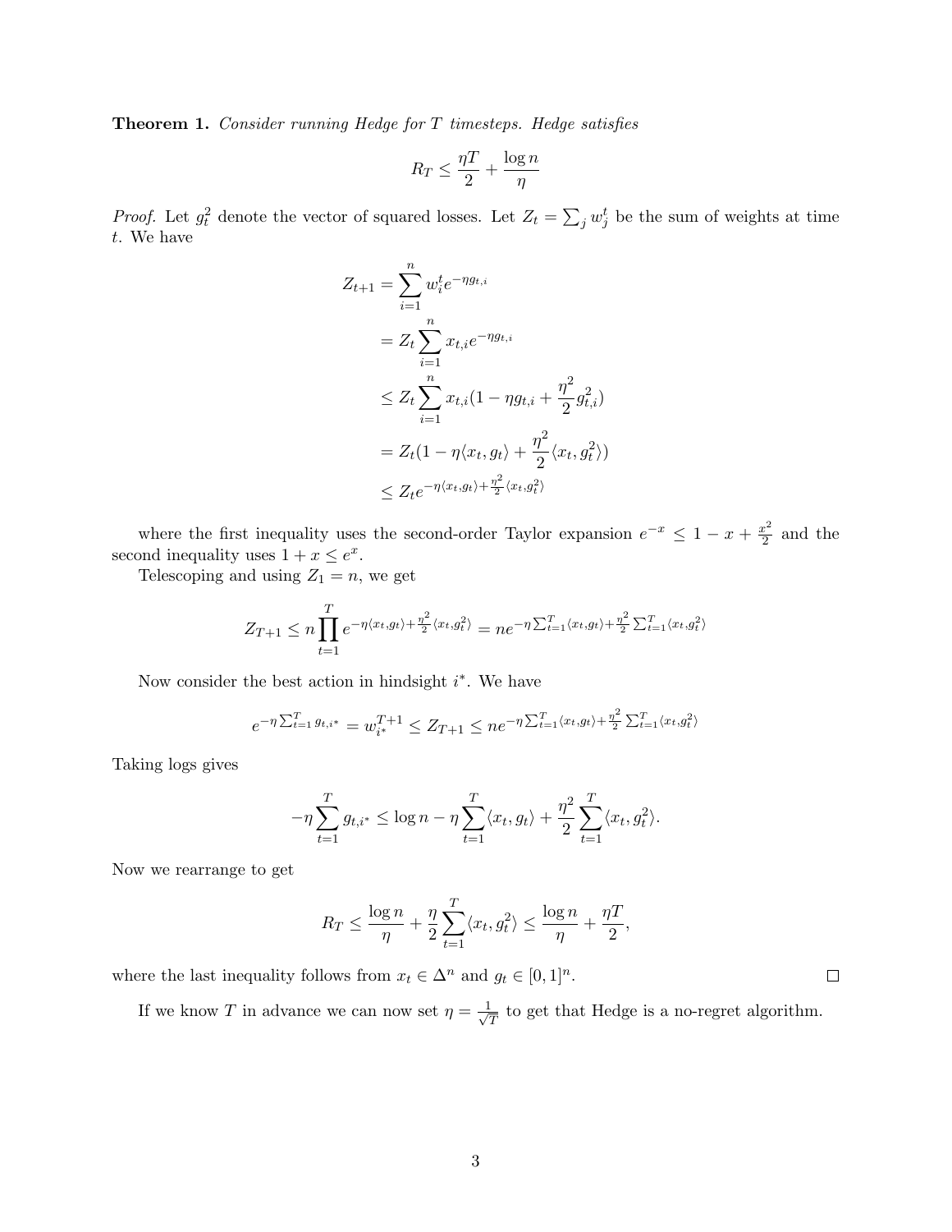**Theorem 1.** *Consider running Hedge for $T$ timesteps. Hedge satisfies*

$$R_T \leq \frac{\eta T}{2} + \frac{\log n}{\eta}$$

*Proof.* Let $g_t^2$ denote the vector of squared losses. Let $Z_t = \sum_j w_j^t$ be the sum of weights at time $t$. We have

$$\begin{aligned}
Z_{t+1} &= \sum_{i=1}^{n} w_i^t e^{-\eta g_{t,i}} \\
&= Z_t \sum_{i=1}^{n} x_{t,i} e^{-\eta g_{t,i}} \\
&\leq Z_t \sum_{i=1}^{n} x_{t,i} (1 - \eta g_{t,i} + \frac{\eta^2}{2} g_{t,i}^2) \\
&= Z_t (1 - \eta \langle x_t, g_t \rangle + \frac{\eta^2}{2} \langle x_t, g_t^2 \rangle) \\
&\leq Z_t e^{-\eta \langle x_t, g_t \rangle + \frac{\eta^2}{2} \langle x_t, g_t^2 \rangle}
\end{aligned}$$

where the first inequality uses the second-order Taylor expansion $e^{-x} \leq 1 - x + \frac{x^2}{2}$ and the second inequality uses $1 + x \leq e^x$.

Telescoping and using $Z_1 = n$, we get

$$Z_{T+1} \leq n \prod_{t=1}^{T} e^{-\eta \langle x_t, g_t \rangle + \frac{\eta^2}{2} \langle x_t, g_t^2 \rangle} = n e^{-\eta \sum_{t=1}^{T} \langle x_t, g_t \rangle + \frac{\eta^2}{2} \sum_{t=1}^{T} \langle x_t, g_t^2 \rangle}$$

Now consider the best action in hindsight $i^*$. We have

$$e^{-\eta \sum_{t=1}^{T} g_{t,i^*}} = w_{i^*}^{T+1} \leq Z_{T+1} \leq n e^{-\eta \sum_{t=1}^{T} \langle x_t, g_t \rangle + \frac{\eta^2}{2} \sum_{t=1}^{T} \langle x_t, g_t^2 \rangle}$$

Taking logs gives

$$-\eta \sum_{t=1}^{T} g_{t,i^*} \leq \log n - \eta \sum_{t=1}^{T} \langle x_t, g_t \rangle + \frac{\eta^2}{2} \sum_{t=1}^{T} \langle x_t, g_t^2 \rangle.$$

Now we rearrange to get

$$R_T \leq \frac{\log n}{\eta} + \frac{\eta}{2} \sum_{t=1}^{T} \langle x_t, g_t^2 \rangle \leq \frac{\log n}{\eta} + \frac{\eta T}{2},$$

where the last inequality follows from $x_t \in \Delta^n$ and $g_t \in [0,1]^n$. □

If we know $T$ in advance we can now set $\eta = \frac{1}{\sqrt{T}}$ to get that Hedge is a no-regret algorithm.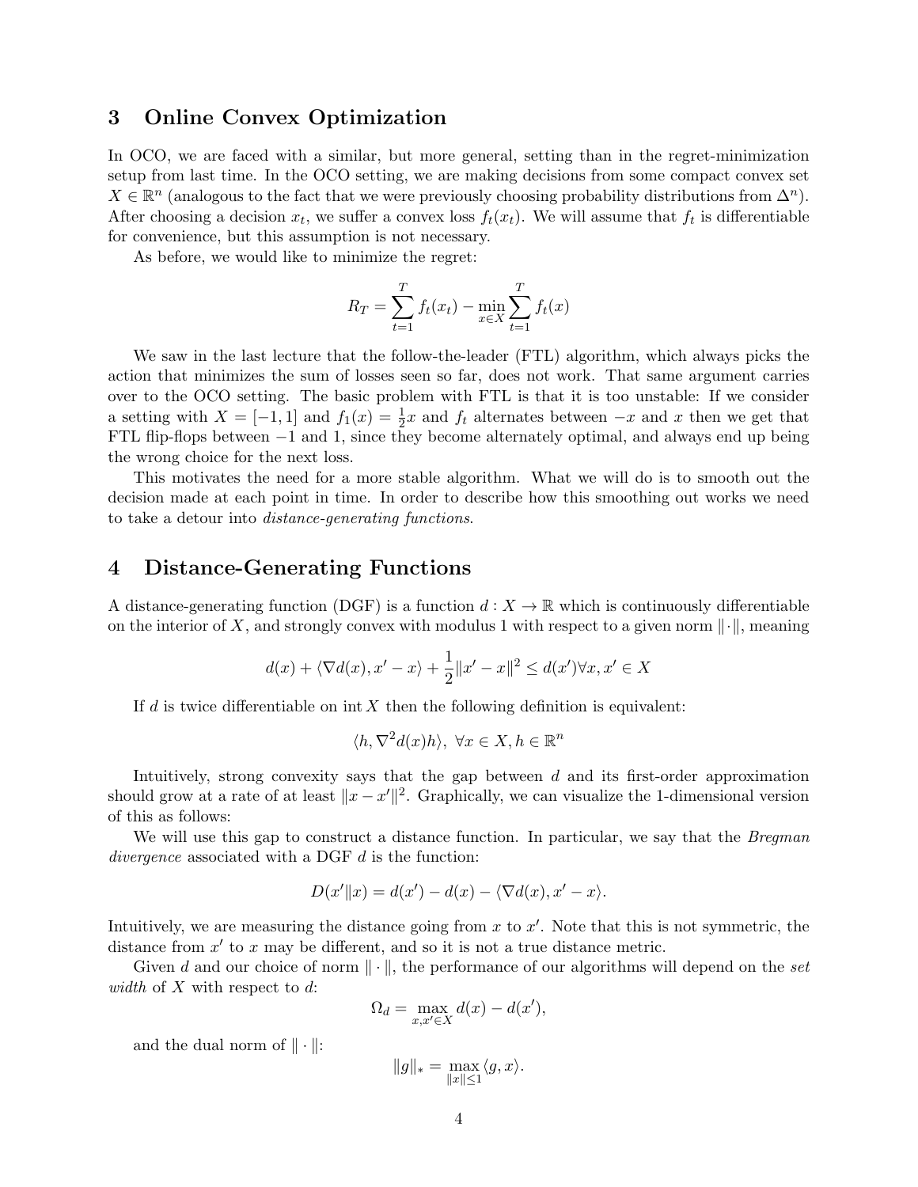## 3 Online Convex Optimization

In OCO, we are faced with a similar, but more general, setting than in the regret-minimization setup from last time. In the OCO setting, we are making decisions from some compact convex set $X \in \mathbb{R}^n$ (analogous to the fact that we were previously choosing probability distributions from $\Delta^n$). After choosing a decision $x_t$, we suffer a convex loss $f_t(x_t)$. We will assume that $f_t$ is differentiable for convenience, but this assumption is not necessary.

As before, we would like to minimize the regret:

$$R_T = \sum_{t=1}^{T} f_t(x_t) - \min_{x \in X} \sum_{t=1}^{T} f_t(x)$$

We saw in the last lecture that the follow-the-leader (FTL) algorithm, which always picks the action that minimizes the sum of losses seen so far, does not work. That same argument carries over to the OCO setting. The basic problem with FTL is that it is too unstable: If we consider a setting with $X = [-1, 1]$ and $f_1(x) = \frac{1}{2}x$ and $f_t$ alternates between $-x$ and $x$ then we get that FTL flip-flops between $-1$ and $1$, since they become alternately optimal, and always end up being the wrong choice for the next loss.

This motivates the need for a more stable algorithm. What we will do is to smooth out the decision made at each point in time. In order to describe how this smoothing out works we need to take a detour into *distance-generating functions*.

## 4 Distance-Generating Functions

A distance-generating function (DGF) is a function $d : X \to \mathbb{R}$ which is continuously differentiable on the interior of $X$, and strongly convex with modulus 1 with respect to a given norm $\|\cdot\|$, meaning

$$d(x) + \langle \nabla d(x), x' - x \rangle + \frac{1}{2}\|x' - x\|^2 \leq d(x') \forall x, x' \in X$$

If $d$ is twice differentiable on $\operatorname{int} X$ then the following definition is equivalent:

$$\langle h, \nabla^2 d(x) h \rangle, \ \forall x \in X, h \in \mathbb{R}^n$$

Intuitively, strong convexity says that the gap between $d$ and its first-order approximation should grow at a rate of at least $\|x - x'\|^2$. Graphically, we can visualize the 1-dimensional version of this as follows:

We will use this gap to construct a distance function. In particular, we say that the *Bregman divergence* associated with a DGF $d$ is the function:

$$D(x' \| x) = d(x') - d(x) - \langle \nabla d(x), x' - x \rangle.$$

Intuitively, we are measuring the distance going from $x$ to $x'$. Note that this is not symmetric, the distance from $x'$ to $x$ may be different, and so it is not a true distance metric.

Given $d$ and our choice of norm $\|\cdot\|$, the performance of our algorithms will depend on the *set width* of $X$ with respect to $d$:

$$\Omega_d = \max_{x, x' \in X} d(x) - d(x'),$$

and the dual norm of $\|\cdot\|$:

$$\|g\|_* = \max_{\|x\| \leq 1} \langle g, x \rangle.$$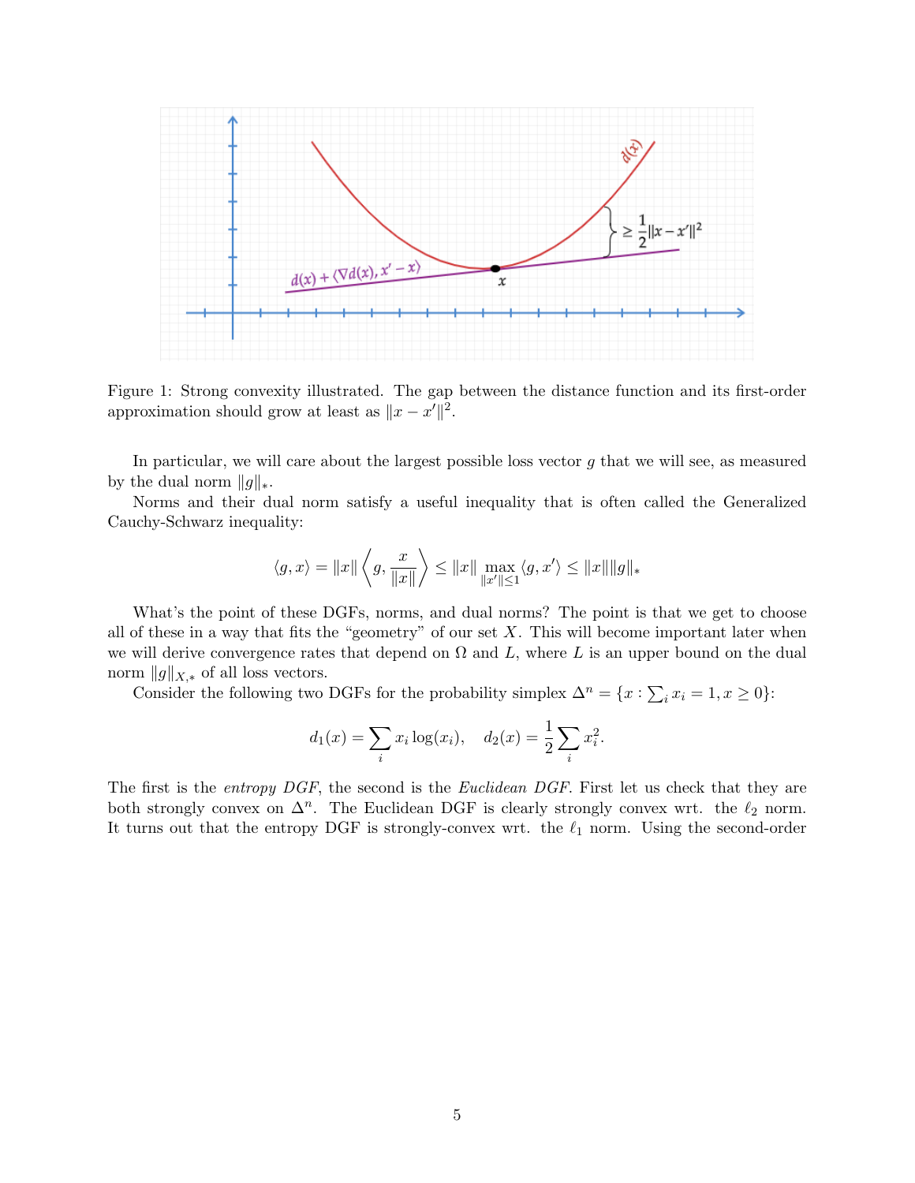Figure 1: Strong convexity illustrated. The gap between the distance function and its first-order approximation should grow at least as $\|x - x'\|^2$.

In particular, we will care about the largest possible loss vector $g$ that we will see, as measured by the dual norm $\|g\|_*$.

Norms and their dual norm satisfy a useful inequality that is often called the Generalized Cauchy-Schwarz inequality:

$$\langle g, x \rangle = \|x\| \left\langle g, \frac{x}{\|x\|} \right\rangle \leq \|x\| \max_{\|x'\| \leq 1} \langle g, x' \rangle \leq \|x\| \|g\|_*$$

What's the point of these DGFs, norms, and dual norms? The point is that we get to choose all of these in a way that fits the "geometry" of our set $X$. This will become important later when we will derive convergence rates that depend on $\Omega$ and $L$, where $L$ is an upper bound on the dual norm $\|g\|_{X,*}$ of all loss vectors.

Consider the following two DGFs for the probability simplex $\Delta^n = \{x : \sum_i x_i = 1, x \geq 0\}$:

$$d_1(x) = \sum_i x_i \log(x_i), \quad d_2(x) = \frac{1}{2} \sum_i x_i^2.$$

The first is the *entropy DGF*, the second is the *Euclidean DGF*. First let us check that they are both strongly convex on $\Delta^n$. The Euclidean DGF is clearly strongly convex wrt. the $\ell_2$ norm. It turns out that the entropy DGF is strongly-convex wrt. the $\ell_1$ norm. Using the second-order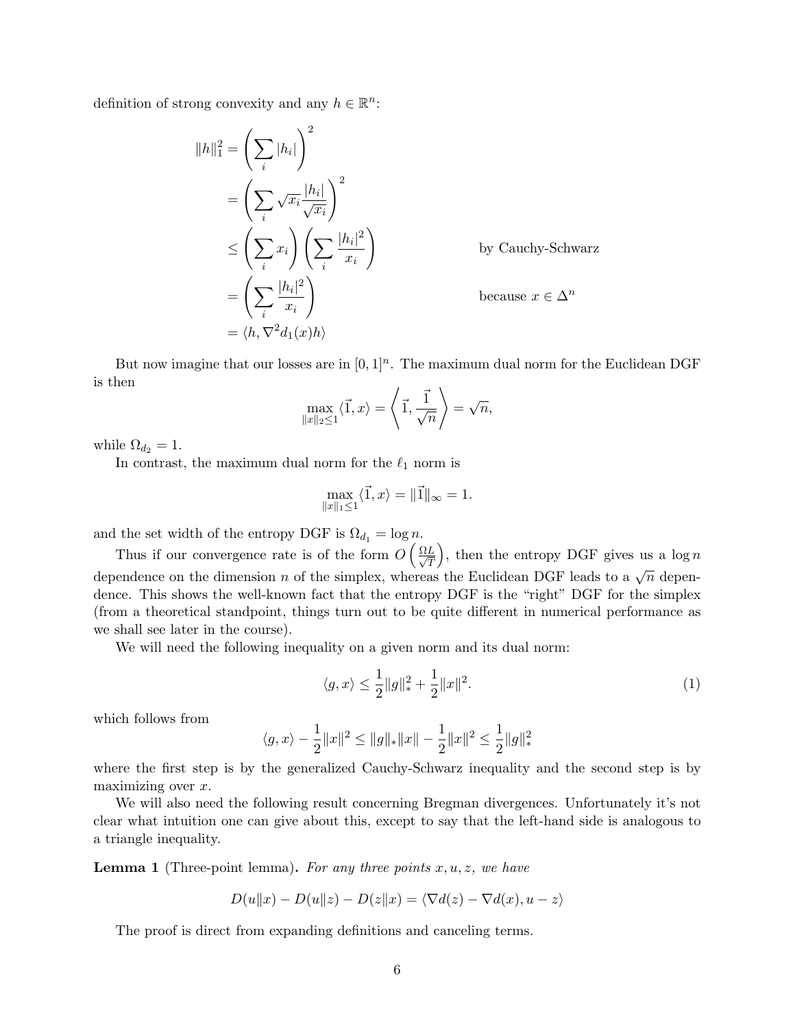definition of strong convexity and any $h \in \mathbb{R}^n$:

$$
\begin{aligned}
\|h\|_1^2 &= \left(\sum_i |h_i|\right)^2 \\
&= \left(\sum_i \sqrt{x_i}\frac{|h_i|}{\sqrt{x_i}}\right)^2 \\
&\leq \left(\sum_i x_i\right)\left(\sum_i \frac{|h_i|^2}{x_i}\right) && \text{by Cauchy-Schwarz} \\
&= \left(\sum_i \frac{|h_i|^2}{x_i}\right) && \text{because } x \in \Delta^n \\
&= \langle h, \nabla^2 d_1(x) h\rangle
\end{aligned}
$$

But now imagine that our losses are in $[0,1]^n$. The maximum dual norm for the Euclidean DGF is then

$$
\max_{\|x\|_2 \leq 1} \langle \vec{1}, x\rangle = \left\langle \vec{1}, \frac{\vec{1}}{\sqrt{n}}\right\rangle = \sqrt{n},
$$

while $\Omega_{d_2} = 1$.

In contrast, the maximum dual norm for the $\ell_1$ norm is

$$
\max_{\|x\|_1 \leq 1} \langle \vec{1}, x\rangle = \|\vec{1}\|_\infty = 1.
$$

and the set width of the entropy DGF is $\Omega_{d_1} = \log n$.

Thus if our convergence rate is of the form $O\left(\frac{\Omega L}{\sqrt{T}}\right)$, then the entropy DGF gives us a $\log n$ dependence on the dimension $n$ of the simplex, whereas the Euclidean DGF leads to a $\sqrt{n}$ dependence. This shows the well-known fact that the entropy DGF is the "right" DGF for the simplex (from a theoretical standpoint, things turn out to be quite different in numerical performance as we shall see later in the course).

We will need the following inequality on a given norm and its dual norm:

$$
\langle g, x\rangle \leq \frac{1}{2}\|g\|_*^2 + \frac{1}{2}\|x\|^2. \tag{1}
$$

which follows from

$$
\langle g, x\rangle - \frac{1}{2}\|x\|^2 \leq \|g\|_*\|x\| - \frac{1}{2}\|x\|^2 \leq \frac{1}{2}\|g\|_*^2
$$

where the first step is by the generalized Cauchy-Schwarz inequality and the second step is by maximizing over $x$.

We will also need the following result concerning Bregman divergences. Unfortunately it's not clear what intuition one can give about this, except to say that the left-hand side is analogous to a triangle inequality.

**Lemma 1** (Three-point lemma)**.** *For any three points $x, u, z$, we have*

$$
D(u\|x) - D(u\|z) - D(z\|x) = \langle \nabla d(z) - \nabla d(x), u - z\rangle
$$

The proof is direct from expanding definitions and canceling terms.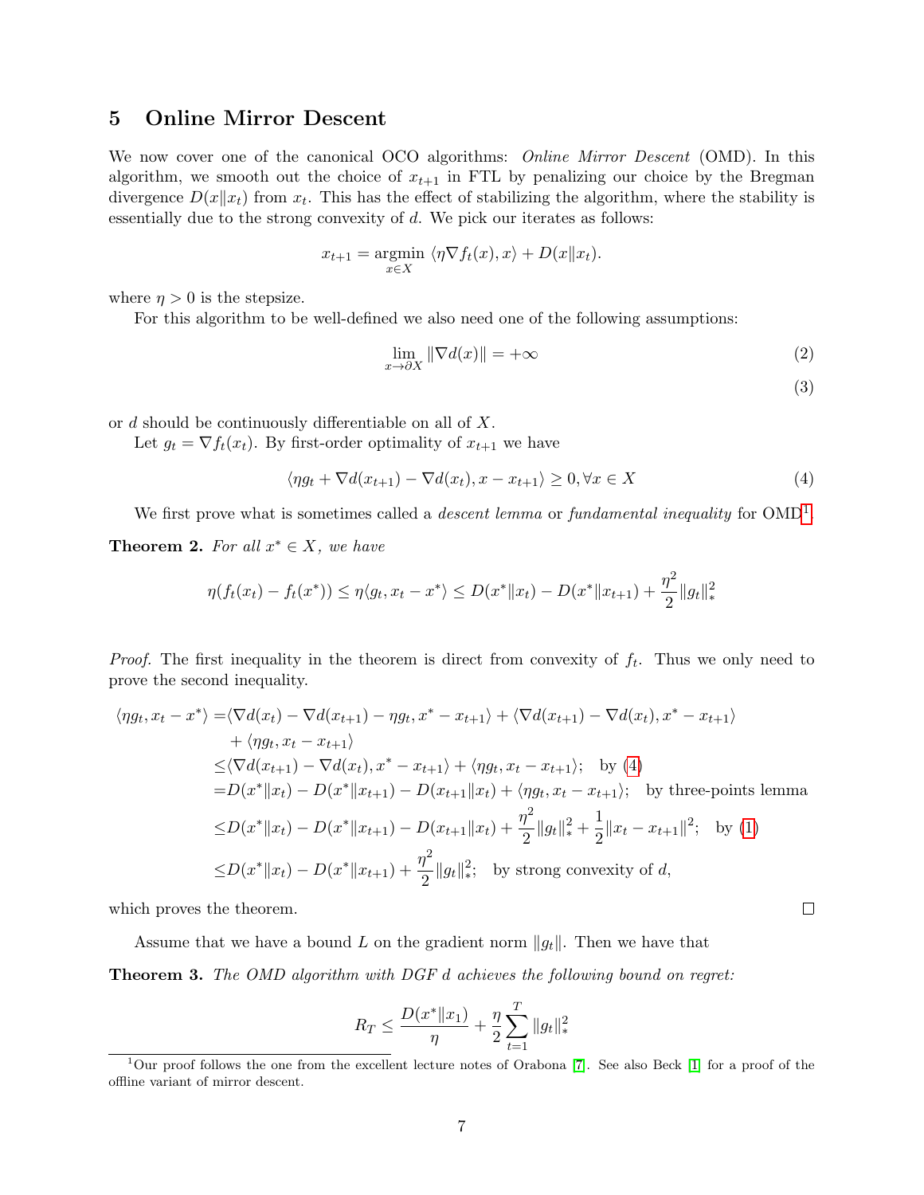## 5 Online Mirror Descent

We now cover one of the canonical OCO algorithms: *Online Mirror Descent* (OMD). In this algorithm, we smooth out the choice of $x_{t+1}$ in FTL by penalizing our choice by the Bregman divergence $D(x\|x_t)$ from $x_t$. This has the effect of stabilizing the algorithm, where the stability is essentially due to the strong convexity of $d$. We pick our iterates as follows:

$$x_{t+1} = \underset{x \in X}{\operatorname{argmin}} \ \langle \eta \nabla f_t(x), x \rangle + D(x\|x_t).$$

where $\eta > 0$ is the stepsize.

For this algorithm to be well-defined we also need one of the following assumptions:

$$\lim_{x \to \partial X} \|\nabla d(x)\| = +\infty \tag{2}$$

$$\tag{3}$$

or $d$ should be continuously differentiable on all of $X$.

Let $g_t = \nabla f_t(x_t)$. By first-order optimality of $x_{t+1}$ we have

$$\langle \eta g_t + \nabla d(x_{t+1}) - \nabla d(x_t), x - x_{t+1} \rangle \geq 0, \forall x \in X \tag{4}$$

We first prove what is sometimes called a *descent lemma* or *fundamental inequality* for OMD[1].

**Theorem 2.** *For all $x^* \in X$, we have*

$$\eta(f_t(x_t) - f_t(x^*)) \leq \eta \langle g_t, x_t - x^* \rangle \leq D(x^*\|x_t) - D(x^*\|x_{t+1}) + \frac{\eta^2}{2}\|g_t\|_*^2$$

*Proof.* The first inequality in the theorem is direct from convexity of $f_t$. Thus we only need to prove the second inequality.

$$\begin{aligned}
\langle \eta g_t, x_t - x^* \rangle =& \langle \nabla d(x_t) - \nabla d(x_{t+1}) - \eta g_t, x^* - x_{t+1} \rangle + \langle \nabla d(x_{t+1}) - \nabla d(x_t), x^* - x_{t+1} \rangle \\
&+ \langle \eta g_t, x_t - x_{t+1} \rangle \\
\leq& \langle \nabla d(x_{t+1}) - \nabla d(x_t), x^* - x_{t+1} \rangle + \langle \eta g_t, x_t - x_{t+1} \rangle; \quad \text{by (4)} \\
=& D(x^*\|x_t) - D(x^*\|x_{t+1}) - D(x_{t+1}\|x_t) + \langle \eta g_t, x_t - x_{t+1} \rangle; \quad \text{by three-points lemma} \\
\leq& D(x^*\|x_t) - D(x^*\|x_{t+1}) - D(x_{t+1}\|x_t) + \frac{\eta^2}{2}\|g_t\|_*^2 + \frac{1}{2}\|x_t - x_{t+1}\|^2; \quad \text{by (1)} \\
\leq& D(x^*\|x_t) - D(x^*\|x_{t+1}) + \frac{\eta^2}{2}\|g_t\|_*^2; \quad \text{by strong convexity of } d,
\end{aligned}$$

which proves the theorem. □

Assume that we have a bound $L$ on the gradient norm $\|g_t\|$. Then we have that

**Theorem 3.** *The OMD algorithm with DGF $d$ achieves the following bound on regret:*

$$R_T \leq \frac{D(x^*\|x_1)}{\eta} + \frac{\eta}{2}\sum_{t=1}^{T}\|g_t\|_*^2$$

[1] Our proof follows the one from the excellent lecture notes of Orabona [7]. See also Beck [1] for a proof of the offline variant of mirror descent.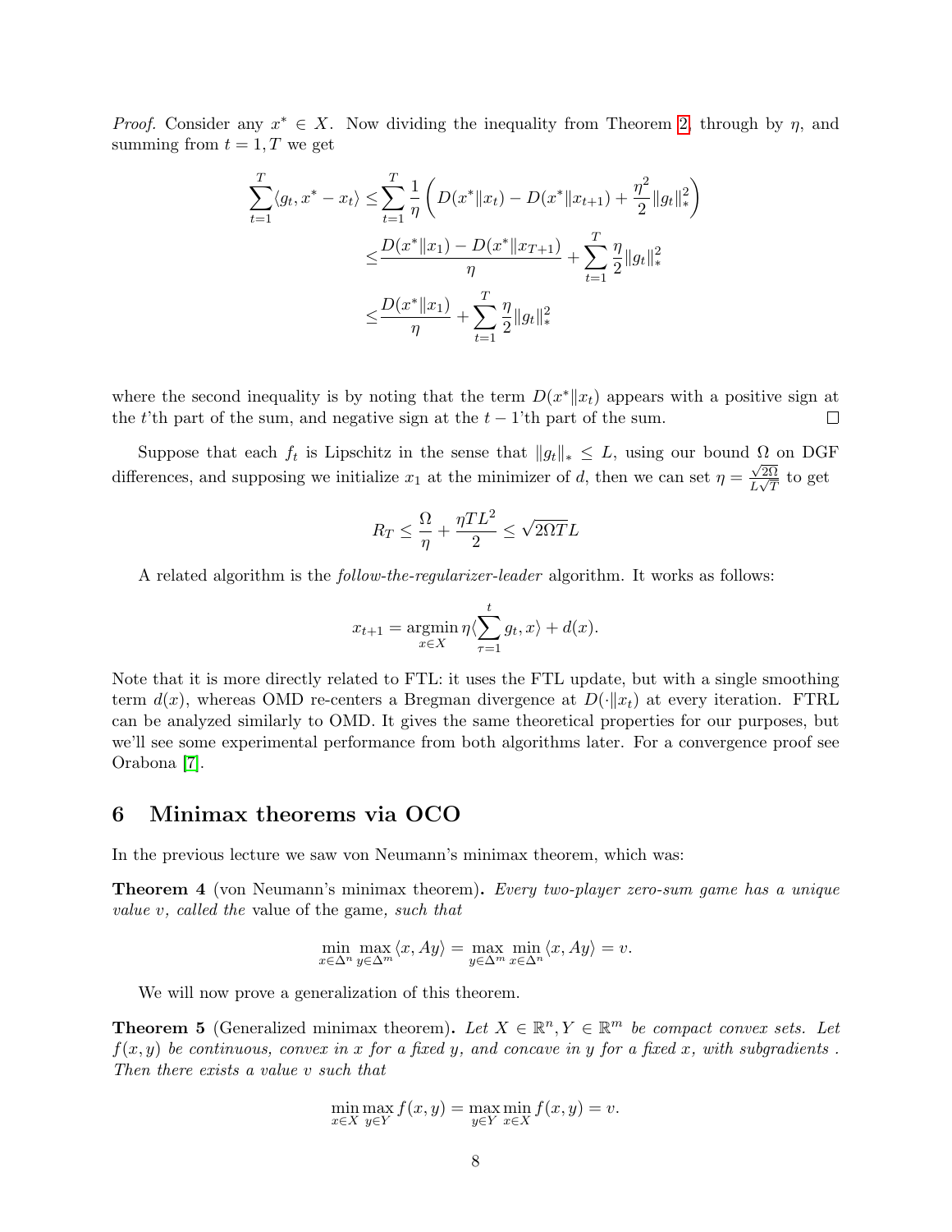*Proof.* Consider any $x^* \in X$. Now dividing the inequality from Theorem 2, through by $\eta$, and summing from $t = 1, T$ we get

$$
\begin{aligned}
\sum_{t=1}^{T} \langle g_t, x^* - x_t \rangle \leq & \sum_{t=1}^{T} \frac{1}{\eta} \left( D(x^* \| x_t) - D(x^* \| x_{t+1}) + \frac{\eta^2}{2} \|g_t\|_*^2 \right) \\
\leq & \frac{D(x^* \| x_1) - D(x^* \| x_{T+1})}{\eta} + \sum_{t=1}^{T} \frac{\eta}{2} \|g_t\|_*^2 \\
\leq & \frac{D(x^* \| x_1)}{\eta} + \sum_{t=1}^{T} \frac{\eta}{2} \|g_t\|_*^2
\end{aligned}
$$

where the second inequality is by noting that the term $D(x^* \| x_t)$ appears with a positive sign at the $t$'th part of the sum, and negative sign at the $t-1$'th part of the sum. □

Suppose that each $f_t$ is Lipschitz in the sense that $\|g_t\|_* \leq L$, using our bound $\Omega$ on DGF differences, and supposing we initialize $x_1$ at the minimizer of $d$, then we can set $\eta = \frac{\sqrt{2\Omega}}{L\sqrt{T}}$ to get

$$
R_T \leq \frac{\Omega}{\eta} + \frac{\eta T L^2}{2} \leq \sqrt{2\Omega T} L
$$

A related algorithm is the *follow-the-regularizer-leader* algorithm. It works as follows:

$$
x_{t+1} = \operatorname*{argmin}_{x \in X} \eta \langle \sum_{\tau=1}^{t} g_t, x \rangle + d(x).
$$

Note that it is more directly related to FTL: it uses the FTL update, but with a single smoothing term $d(x)$, whereas OMD re-centers a Bregman divergence at $D(\cdot \| x_t)$ at every iteration. FTRL can be analyzed similarly to OMD. It gives the same theoretical properties for our purposes, but we'll see some experimental performance from both algorithms later. For a convergence proof see Orabona [7].

## 6 Minimax theorems via OCO

In the previous lecture we saw von Neumann's minimax theorem, which was:

**Theorem 4** (von Neumann's minimax theorem)**.** *Every two-player zero-sum game has a unique value $v$, called the* value of the game*, such that*

$$
\min_{x \in \Delta^n} \max_{y \in \Delta^m} \langle x, Ay \rangle = \max_{y \in \Delta^m} \min_{x \in \Delta^n} \langle x, Ay \rangle = v.
$$

We will now prove a generalization of this theorem.

**Theorem 5** (Generalized minimax theorem)**.** *Let $X \in \mathbb{R}^n, Y \in \mathbb{R}^m$ be compact convex sets. Let $f(x, y)$ be continuous, convex in $x$ for a fixed $y$, and concave in $y$ for a fixed $x$, with subgradients . Then there exists a value $v$ such that*

$$
\min_{x \in X} \max_{y \in Y} f(x, y) = \max_{y \in Y} \min_{x \in X} f(x, y) = v.
$$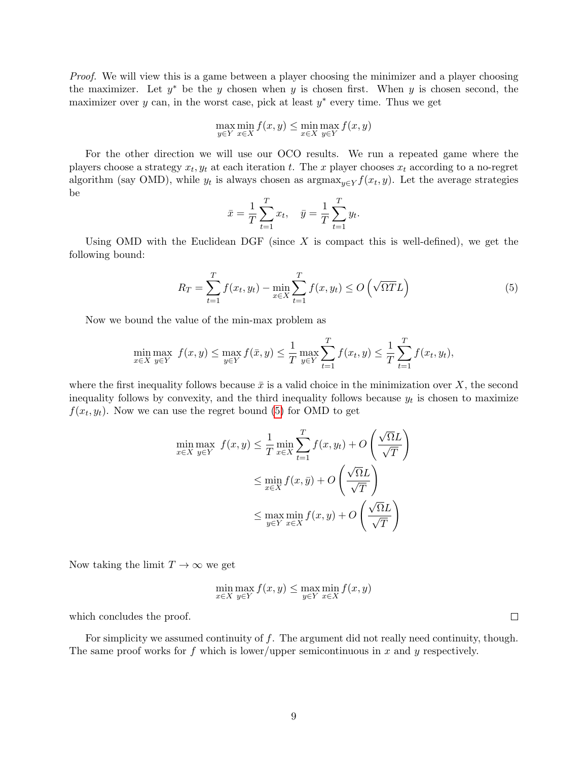*Proof.* We will view this is a game between a player choosing the minimizer and a player choosing the maximizer. Let $y^*$ be the $y$ chosen when $y$ is chosen first. When $y$ is chosen second, the maximizer over $y$ can, in the worst case, pick at least $y^*$ every time. Thus we get

$$\max_{y \in Y} \min_{x \in X} f(x, y) \leq \min_{x \in X} \max_{y \in Y} f(x, y)$$

For the other direction we will use our OCO results. We run a repeated game where the players choose a strategy $x_t, y_t$ at each iteration $t$. The $x$ player chooses $x_t$ according to a no-regret algorithm (say OMD), while $y_t$ is always chosen as $\text{argmax}_{y \in Y} f(x_t, y)$. Let the average strategies be

$$\bar{x} = \frac{1}{T} \sum_{t=1}^{T} x_t, \quad \bar{y} = \frac{1}{T} \sum_{t=1}^{T} y_t.$$

Using OMD with the Euclidean DGF (since $X$ is compact this is well-defined), we get the following bound:

$$R_T = \sum_{t=1}^{T} f(x_t, y_t) - \min_{x \in X} \sum_{t=1}^{T} f(x, y_t) \leq O\left(\sqrt{\Omega T} L\right) \tag{5}$$

Now we bound the value of the min-max problem as

$$\min_{x \in X} \max_{y \in Y} \; f(x, y) \leq \max_{y \in Y} f(\bar{x}, y) \leq \frac{1}{T} \max_{y \in Y} \sum_{t=1}^{T} f(x_t, y) \leq \frac{1}{T} \sum_{t=1}^{T} f(x_t, y_t),$$

where the first inequality follows because $\bar{x}$ is a valid choice in the minimization over $X$, the second inequality follows by convexity, and the third inequality follows because $y_t$ is chosen to maximize $f(x_t, y_t)$. Now we can use the regret bound (5) for OMD to get

$$\begin{aligned}
\min_{x \in X} \max_{y \in Y} \; f(x, y) &\leq \frac{1}{T} \min_{x \in X} \sum_{t=1}^{T} f(x, y_t) + O\left(\frac{\sqrt{\Omega} L}{\sqrt{T}}\right) \\
&\leq \min_{x \in X} f(x, \bar{y}) + O\left(\frac{\sqrt{\Omega} L}{\sqrt{T}}\right) \\
&\leq \max_{y \in Y} \min_{x \in X} f(x, y) + O\left(\frac{\sqrt{\Omega} L}{\sqrt{T}}\right)
\end{aligned}$$

Now taking the limit $T \to \infty$ we get

$$\min_{x \in X} \max_{y \in Y} f(x, y) \leq \max_{y \in Y} \min_{x \in X} f(x, y)$$

which concludes the proof. □

For simplicity we assumed continuity of $f$. The argument did not really need continuity, though. The same proof works for $f$ which is lower/upper semicontinuous in $x$ and $y$ respectively.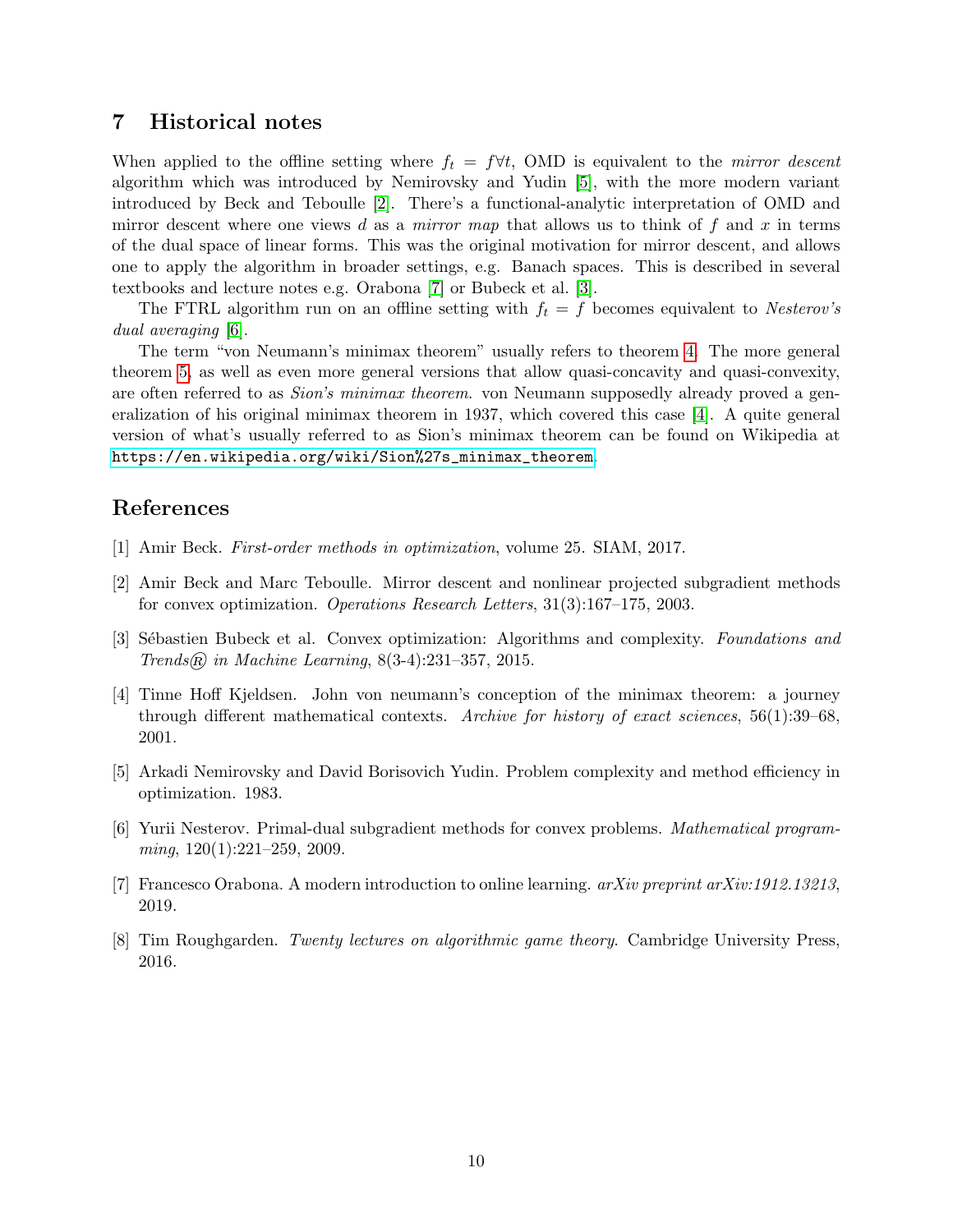## 7 Historical notes

When applied to the offline setting where $f_t = f \forall t$, OMD is equivalent to the *mirror descent* algorithm which was introduced by Nemirovsky and Yudin [5], with the more modern variant introduced by Beck and Teboulle [2]. There's a functional-analytic interpretation of OMD and mirror descent where one views $d$ as a *mirror map* that allows us to think of $f$ and $x$ in terms of the dual space of linear forms. This was the original motivation for mirror descent, and allows one to apply the algorithm in broader settings, e.g. Banach spaces. This is described in several textbooks and lecture notes e.g. Orabona [7] or Bubeck et al. [3].

The FTRL algorithm run on an offline setting with $f_t = f$ becomes equivalent to *Nesterov's dual averaging* [6].

The term "von Neumann's minimax theorem" usually refers to theorem 4. The more general theorem 5, as well as even more general versions that allow quasi-concavity and quasi-convexity, are often referred to as *Sion's minimax theorem.* von Neumann supposedly already proved a generalization of his original minimax theorem in 1937, which covered this case [4]. A quite general version of what's usually referred to as Sion's minimax theorem can be found on Wikipedia at https://en.wikipedia.org/wiki/Sion%27s_minimax_theorem.

## References

[1] Amir Beck. *First-order methods in optimization*, volume 25. SIAM, 2017.

[2] Amir Beck and Marc Teboulle. Mirror descent and nonlinear projected subgradient methods for convex optimization. *Operations Research Letters*, 31(3):167–175, 2003.

[3] Sébastien Bubeck et al. Convex optimization: Algorithms and complexity. *Foundations and Trends® in Machine Learning*, 8(3-4):231–357, 2015.

[4] Tinne Hoff Kjeldsen. John von neumann's conception of the minimax theorem: a journey through different mathematical contexts. *Archive for history of exact sciences*, 56(1):39–68, 2001.

[5] Arkadi Nemirovsky and David Borisovich Yudin. Problem complexity and method efficiency in optimization. 1983.

[6] Yurii Nesterov. Primal-dual subgradient methods for convex problems. *Mathematical programming*, 120(1):221–259, 2009.

[7] Francesco Orabona. A modern introduction to online learning. *arXiv preprint arXiv:1912.13213*, 2019.

[8] Tim Roughgarden. *Twenty lectures on algorithmic game theory*. Cambridge University Press, 2016.